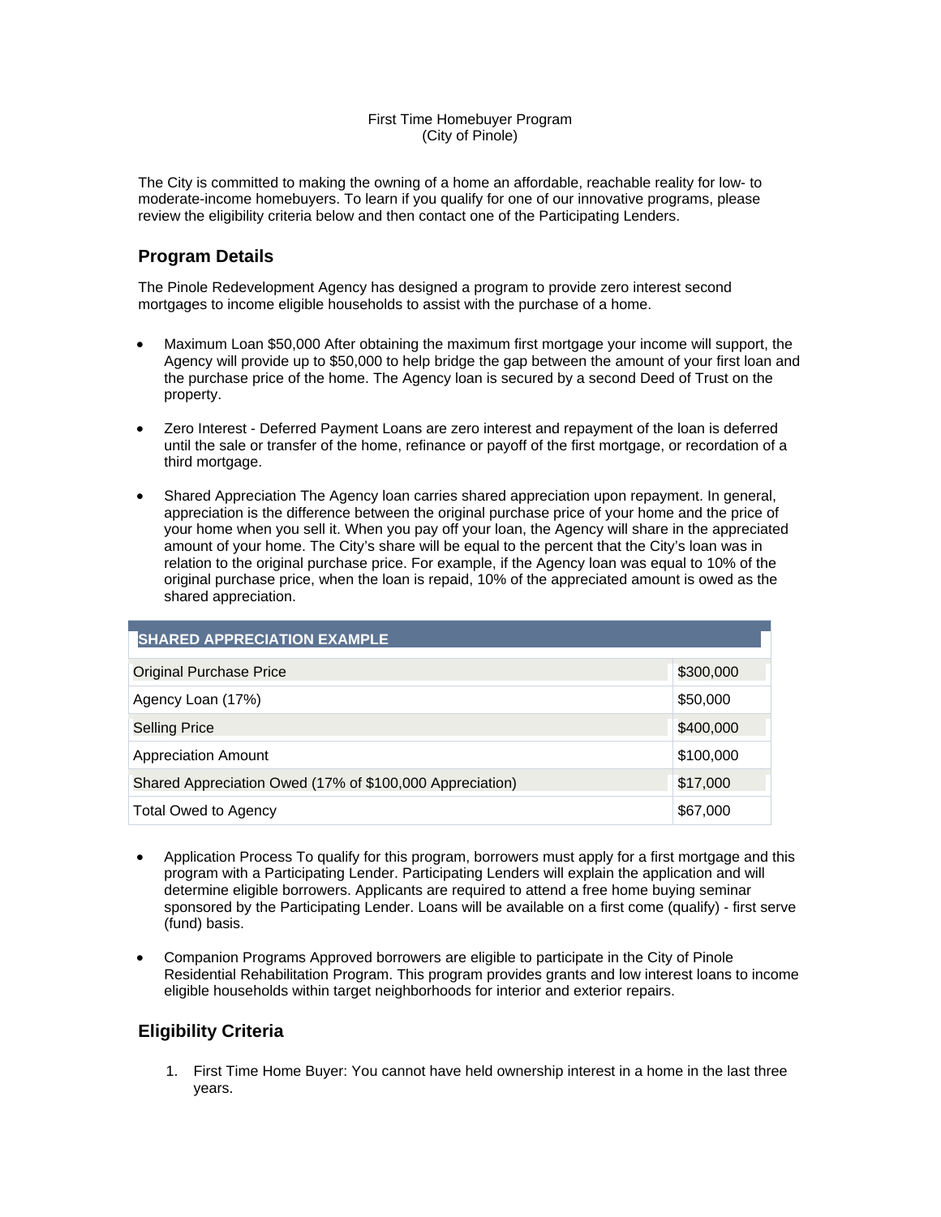First Time Homebuyer Program
(City of Pinole)

The City is committed to making the owning of a home an affordable, reachable reality for low- to moderate-income homebuyers. To learn if you qualify for one of our innovative programs, please review the eligibility criteria below and then contact one of the Participating Lenders.

## Program Details

The Pinole Redevelopment Agency has designed a program to provide zero interest second mortgages to income eligible households to assist with the purchase of a home.

- Maximum Loan $50,000 After obtaining the maximum first mortgage your income will support, the Agency will provide up to $50,000 to help bridge the gap between the amount of your first loan and the purchase price of the home. The Agency loan is secured by a second Deed of Trust on the property.

- Zero Interest - Deferred Payment Loans are zero interest and repayment of the loan is deferred until the sale or transfer of the home, refinance or payoff of the first mortgage, or recordation of a third mortgage.

- Shared Appreciation The Agency loan carries shared appreciation upon repayment. In general, appreciation is the difference between the original purchase price of your home and the price of your home when you sell it. When you pay off your loan, the Agency will share in the appreciated amount of your home. The City's share will be equal to the percent that the City's loan was in relation to the original purchase price. For example, if the Agency loan was equal to 10% of the original purchase price, when the loan is repaid, 10% of the appreciated amount is owed as the shared appreciation.

| SHARED APPRECIATION EXAMPLE | |
|---|---|
| Original Purchase Price | $300,000 |
| Agency Loan (17%) | $50,000 |
| Selling Price | $400,000 |
| Appreciation Amount | $100,000 |
| Shared Appreciation Owed (17% of $100,000 Appreciation) | $17,000 |
| Total Owed to Agency | $67,000 |

- Application Process To qualify for this program, borrowers must apply for a first mortgage and this program with a Participating Lender. Participating Lenders will explain the application and will determine eligible borrowers. Applicants are required to attend a free home buying seminar sponsored by the Participating Lender. Loans will be available on a first come (qualify) - first serve (fund) basis.

- Companion Programs Approved borrowers are eligible to participate in the City of Pinole Residential Rehabilitation Program. This program provides grants and low interest loans to income eligible households within target neighborhoods for interior and exterior repairs.

## Eligibility Criteria

1. First Time Home Buyer: You cannot have held ownership interest in a home in the last three years.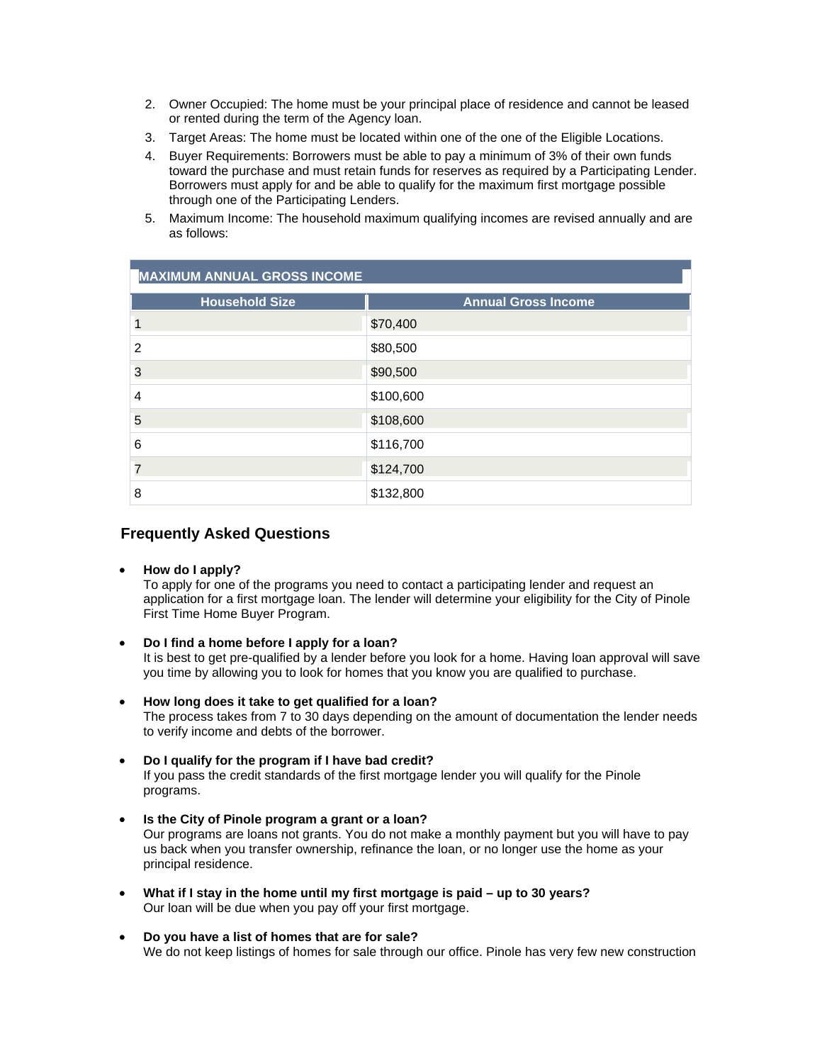2. Owner Occupied: The home must be your principal place of residence and cannot be leased or rented during the term of the Agency loan.
3. Target Areas: The home must be located within one of the one of the Eligible Locations.
4. Buyer Requirements: Borrowers must be able to pay a minimum of 3% of their own funds toward the purchase and must retain funds for reserves as required by a Participating Lender. Borrowers must apply for and be able to qualify for the maximum first mortgage possible through one of the Participating Lenders.
5. Maximum Income: The household maximum qualifying incomes are revised annually and are as follows:

| MAXIMUM ANNUAL GROSS INCOME | |
|---|---|
| **Household Size** | **Annual Gross Income** |
| 1 | $70,400 |
| 2 | $80,500 |
| 3 | $90,500 |
| 4 | $100,600 |
| 5 | $108,600 |
| 6 | $116,700 |
| 7 | $124,700 |
| 8 | $132,800 |

## Frequently Asked Questions

- **How do I apply?**
  To apply for one of the programs you need to contact a participating lender and request an application for a first mortgage loan. The lender will determine your eligibility for the City of Pinole First Time Home Buyer Program.

- **Do I find a home before I apply for a loan?**
  It is best to get pre-qualified by a lender before you look for a home. Having loan approval will save you time by allowing you to look for homes that you know you are qualified to purchase.

- **How long does it take to get qualified for a loan?**
  The process takes from 7 to 30 days depending on the amount of documentation the lender needs to verify income and debts of the borrower.

- **Do I qualify for the program if I have bad credit?**
  If you pass the credit standards of the first mortgage lender you will qualify for the Pinole programs.

- **Is the City of Pinole program a grant or a loan?**
  Our programs are loans not grants. You do not make a monthly payment but you will have to pay us back when you transfer ownership, refinance the loan, or no longer use the home as your principal residence.

- **What if I stay in the home until my first mortgage is paid – up to 30 years?**
  Our loan will be due when you pay off your first mortgage.

- **Do you have a list of homes that are for sale?**
  We do not keep listings of homes for sale through our office. Pinole has very few new construction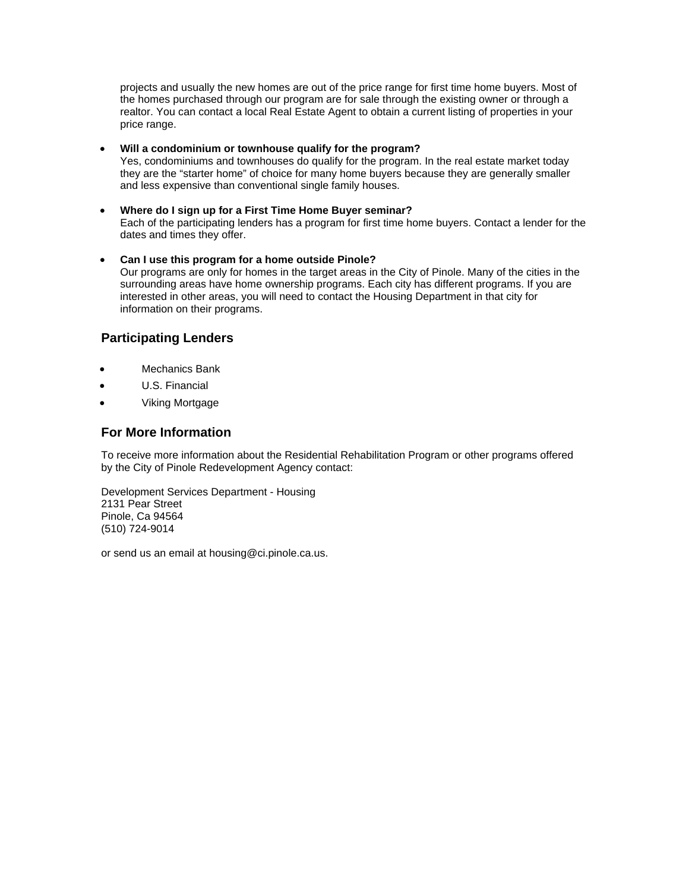projects and usually the new homes are out of the price range for first time home buyers. Most of the homes purchased through our program are for sale through the existing owner or through a realtor. You can contact a local Real Estate Agent to obtain a current listing of properties in your price range.

- **Will a condominium or townhouse qualify for the program?**
  Yes, condominiums and townhouses do qualify for the program. In the real estate market today they are the “starter home” of choice for many home buyers because they are generally smaller and less expensive than conventional single family houses.

- **Where do I sign up for a First Time Home Buyer seminar?**
  Each of the participating lenders has a program for first time home buyers. Contact a lender for the dates and times they offer.

- **Can I use this program for a home outside Pinole?**
  Our programs are only for homes in the target areas in the City of Pinole. Many of the cities in the surrounding areas have home ownership programs. Each city has different programs. If you are interested in other areas, you will need to contact the Housing Department in that city for information on their programs.

## Participating Lenders

- Mechanics Bank
- U.S. Financial
- Viking Mortgage

## For More Information

To receive more information about the Residential Rehabilitation Program or other programs offered by the City of Pinole Redevelopment Agency contact:

Development Services Department - Housing
2131 Pear Street
Pinole, Ca 94564
(510) 724-9014

or send us an email at housing@ci.pinole.ca.us.